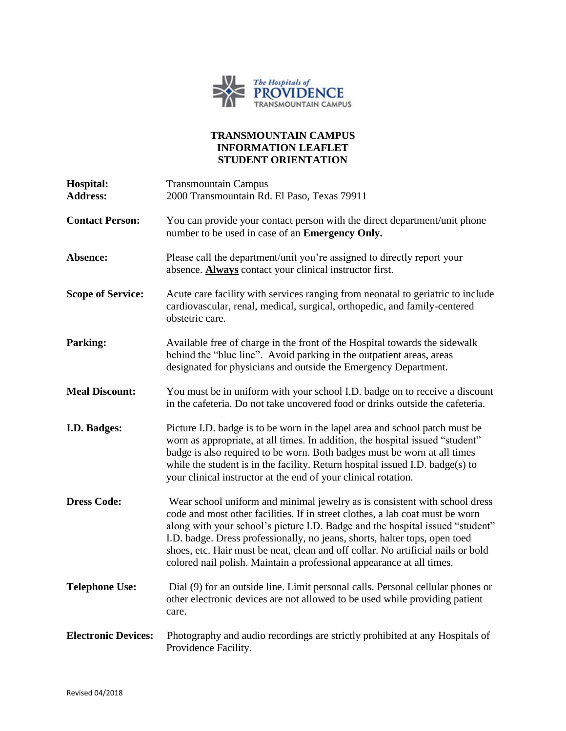# TRANSMOUNTAIN CAMPUS
# INFORMATION LEAFLET
# STUDENT ORIENTATION

**Hospital:** Transmountain Campus
**Address:** 2000 Transmountain Rd. El Paso, Texas 79911

**Contact Person:** You can provide your contact person with the direct department/unit phone number to be used in case of an **Emergency Only.**

**Absence:** Please call the department/unit you're assigned to directly report your absence. **Always** contact your clinical instructor first.

**Scope of Service:** Acute care facility with services ranging from neonatal to geriatric to include cardiovascular, renal, medical, surgical, orthopedic, and family-centered obstetric care.

**Parking:** Available free of charge in the front of the Hospital towards the sidewalk behind the "blue line". Avoid parking in the outpatient areas, areas designated for physicians and outside the Emergency Department.

**Meal Discount:** You must be in uniform with your school I.D. badge on to receive a discount in the cafeteria. Do not take uncovered food or drinks outside the cafeteria.

**I.D. Badges:** Picture I.D. badge is to be worn in the lapel area and school patch must be worn as appropriate, at all times. In addition, the hospital issued "student" badge is also required to be worn. Both badges must be worn at all times while the student is in the facility. Return hospital issued I.D. badge(s) to your clinical instructor at the end of your clinical rotation.

**Dress Code:** Wear school uniform and minimal jewelry as is consistent with school dress code and most other facilities. If in street clothes, a lab coat must be worn along with your school's picture I.D. Badge and the hospital issued "student" I.D. badge. Dress professionally, no jeans, shorts, halter tops, open toed shoes, etc. Hair must be neat, clean and off collar. No artificial nails or bold colored nail polish. Maintain a professional appearance at all times.

**Telephone Use:** Dial (9) for an outside line. Limit personal calls. Personal cellular phones or other electronic devices are not allowed to be used while providing patient care.

**Electronic Devices:** Photography and audio recordings are strictly prohibited at any Hospitals of Providence Facility.

Revised 04/2018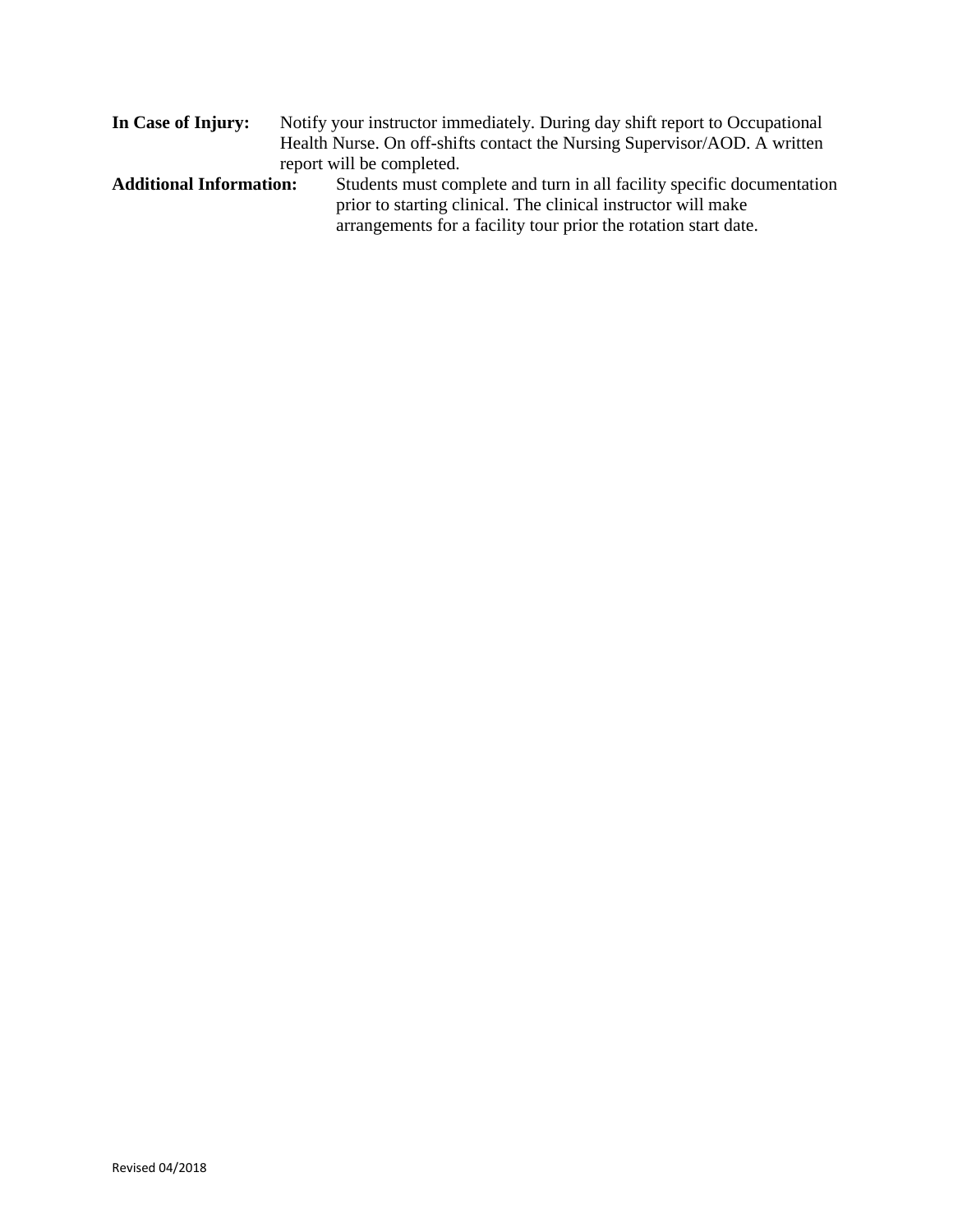**In Case of Injury:** Notify your instructor immediately. During day shift report to Occupational Health Nurse. On off-shifts contact the Nursing Supervisor/AOD. A written report will be completed.

**Additional Information:** Students must complete and turn in all facility specific documentation prior to starting clinical. The clinical instructor will make arrangements for a facility tour prior the rotation start date.

Revised 04/2018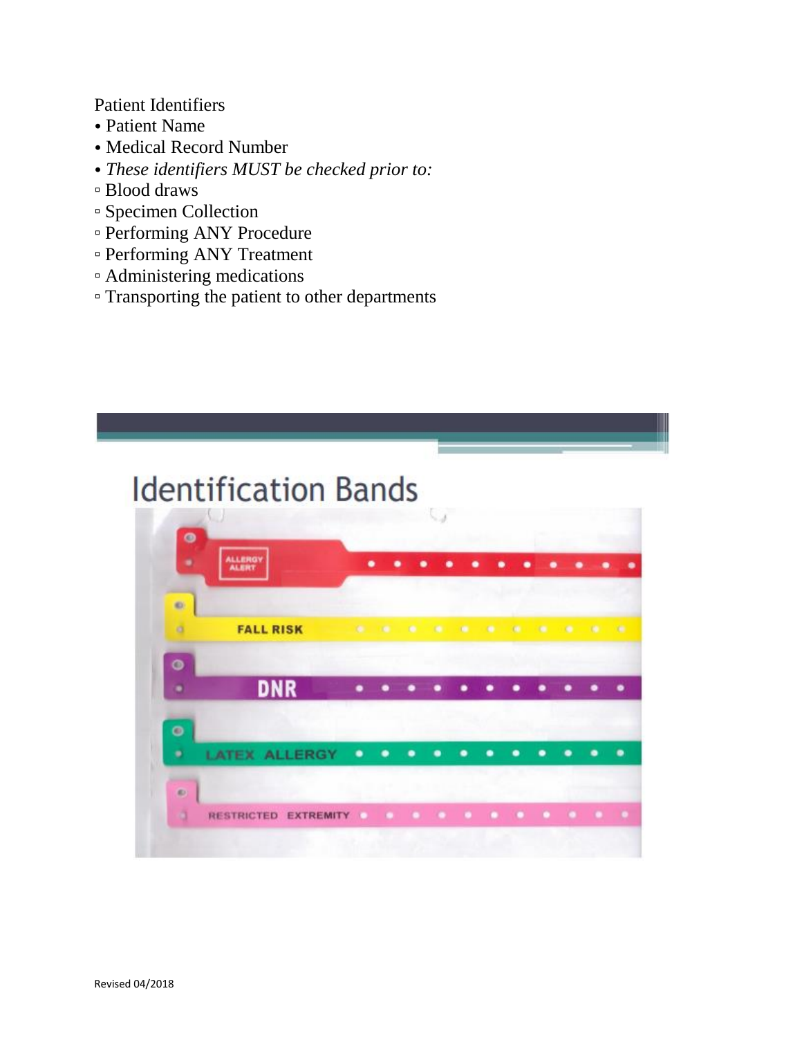Patient Identifiers

- Patient Name
- Medical Record Number
- *These identifiers MUST be checked prior to:*
  - Blood draws
  - Specimen Collection
  - Performing ANY Procedure
  - Performing ANY Treatment
  - Administering medications
  - Transporting the patient to other departments

## Identification Bands

ALLERGY ALERT

FALL RISK

DNR

LATEX ALLERGY

RESTRICTED EXTREMITY

Revised 04/2018